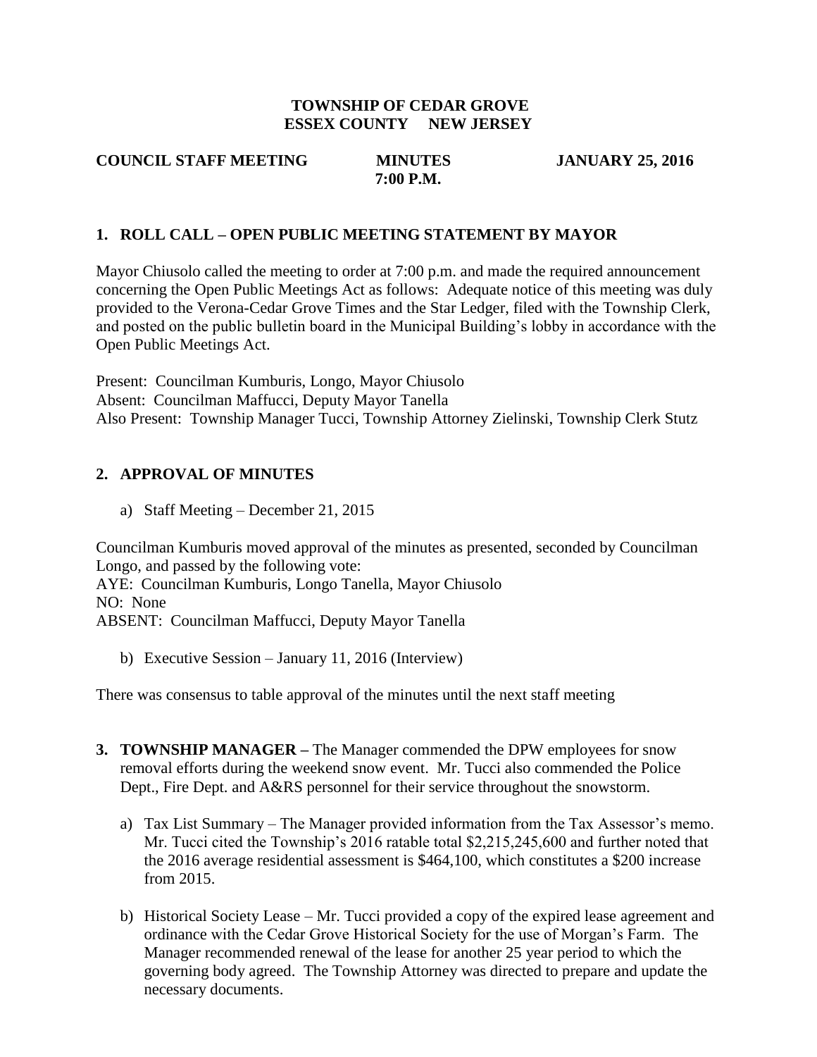**TOWNSHIP OF CEDAR GROVE**
**ESSEX COUNTY NEW JERSEY**

**COUNCIL STAFF MEETING** **MINUTES** **JANUARY 25, 2016**
**7:00 P.M.**

## 1. ROLL CALL – OPEN PUBLIC MEETING STATEMENT BY MAYOR

Mayor Chiusolo called the meeting to order at 7:00 p.m. and made the required announcement concerning the Open Public Meetings Act as follows: Adequate notice of this meeting was duly provided to the Verona-Cedar Grove Times and the Star Ledger, filed with the Township Clerk, and posted on the public bulletin board in the Municipal Building's lobby in accordance with the Open Public Meetings Act.

Present: Councilman Kumburis, Longo, Mayor Chiusolo
Absent: Councilman Maffucci, Deputy Mayor Tanella
Also Present: Township Manager Tucci, Township Attorney Zielinski, Township Clerk Stutz

## 2. APPROVAL OF MINUTES

a) Staff Meeting – December 21, 2015

Councilman Kumburis moved approval of the minutes as presented, seconded by Councilman Longo, and passed by the following vote:
AYE: Councilman Kumburis, Longo Tanella, Mayor Chiusolo
NO: None
ABSENT: Councilman Maffucci, Deputy Mayor Tanella

b) Executive Session – January 11, 2016 (Interview)

There was consensus to table approval of the minutes until the next staff meeting

**3. TOWNSHIP MANAGER –** The Manager commended the DPW employees for snow removal efforts during the weekend snow event. Mr. Tucci also commended the Police Dept., Fire Dept. and A&RS personnel for their service throughout the snowstorm.

a) Tax List Summary – The Manager provided information from the Tax Assessor's memo. Mr. Tucci cited the Township's 2016 ratable total $2,215,245,600 and further noted that the 2016 average residential assessment is $464,100, which constitutes a $200 increase from 2015.

b) Historical Society Lease – Mr. Tucci provided a copy of the expired lease agreement and ordinance with the Cedar Grove Historical Society for the use of Morgan's Farm. The Manager recommended renewal of the lease for another 25 year period to which the governing body agreed. The Township Attorney was directed to prepare and update the necessary documents.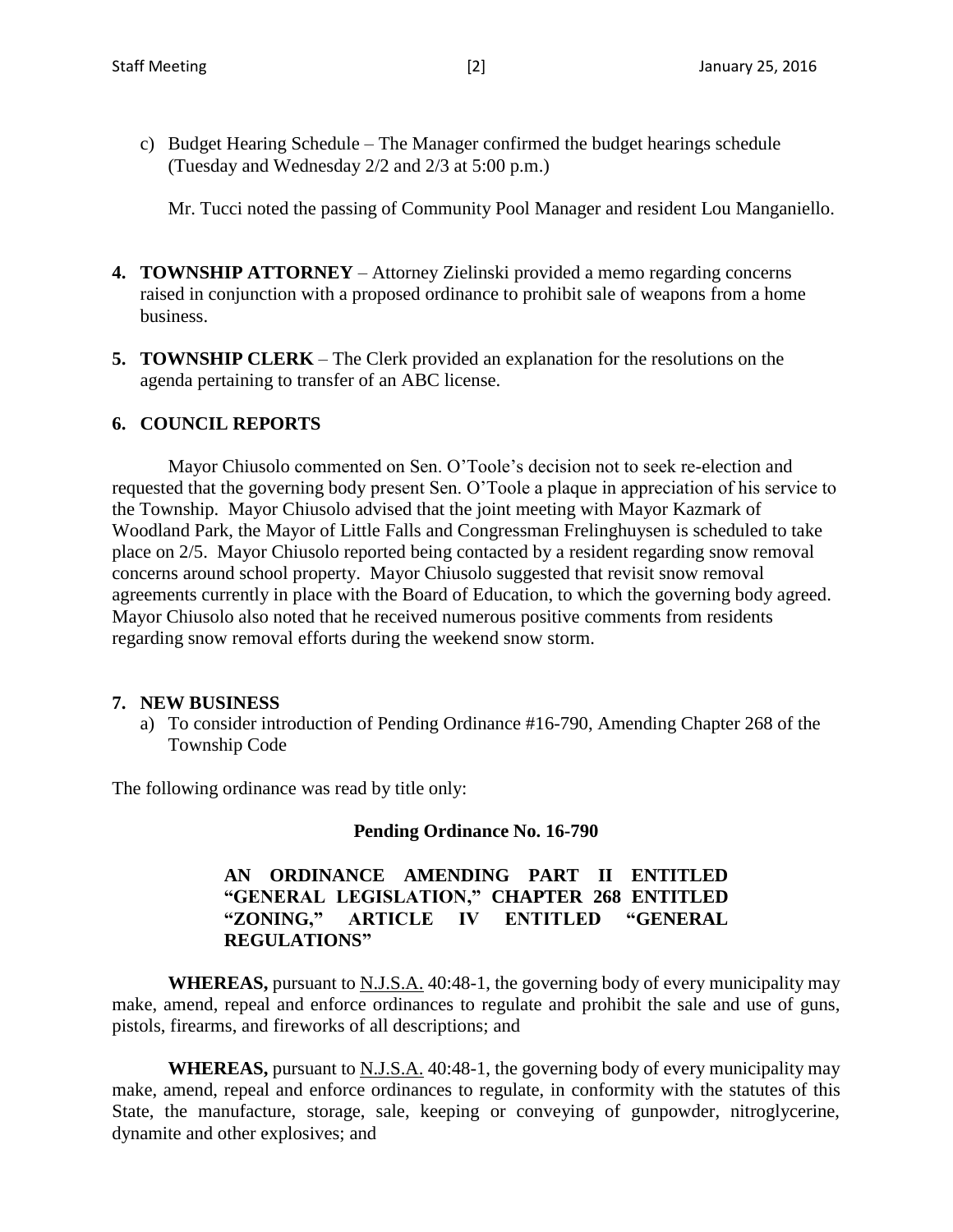c) Budget Hearing Schedule – The Manager confirmed the budget hearings schedule (Tuesday and Wednesday 2/2 and 2/3 at 5:00 p.m.)

   Mr. Tucci noted the passing of Community Pool Manager and resident Lou Manganiello.

**4. TOWNSHIP ATTORNEY** – Attorney Zielinski provided a memo regarding concerns raised in conjunction with a proposed ordinance to prohibit sale of weapons from a home business.

**5. TOWNSHIP CLERK** – The Clerk provided an explanation for the resolutions on the agenda pertaining to transfer of an ABC license.

**6. COUNCIL REPORTS**

Mayor Chiusolo commented on Sen. O'Toole's decision not to seek re-election and requested that the governing body present Sen. O'Toole a plaque in appreciation of his service to the Township. Mayor Chiusolo advised that the joint meeting with Mayor Kazmark of Woodland Park, the Mayor of Little Falls and Congressman Frelinghuysen is scheduled to take place on 2/5. Mayor Chiusolo reported being contacted by a resident regarding snow removal concerns around school property. Mayor Chiusolo suggested that revisit snow removal agreements currently in place with the Board of Education, to which the governing body agreed. Mayor Chiusolo also noted that he received numerous positive comments from residents regarding snow removal efforts during the weekend snow storm.

**7. NEW BUSINESS**

a) To consider introduction of Pending Ordinance #16-790, Amending Chapter 268 of the Township Code

The following ordinance was read by title only:

**Pending Ordinance No. 16-790**

**AN ORDINANCE AMENDING PART II ENTITLED "GENERAL LEGISLATION," CHAPTER 268 ENTITLED "ZONING," ARTICLE IV ENTITLED "GENERAL REGULATIONS"**

**WHEREAS,** pursuant to N.J.S.A. 40:48-1, the governing body of every municipality may make, amend, repeal and enforce ordinances to regulate and prohibit the sale and use of guns, pistols, firearms, and fireworks of all descriptions; and

**WHEREAS,** pursuant to N.J.S.A. 40:48-1, the governing body of every municipality may make, amend, repeal and enforce ordinances to regulate, in conformity with the statutes of this State, the manufacture, storage, sale, keeping or conveying of gunpowder, nitroglycerine, dynamite and other explosives; and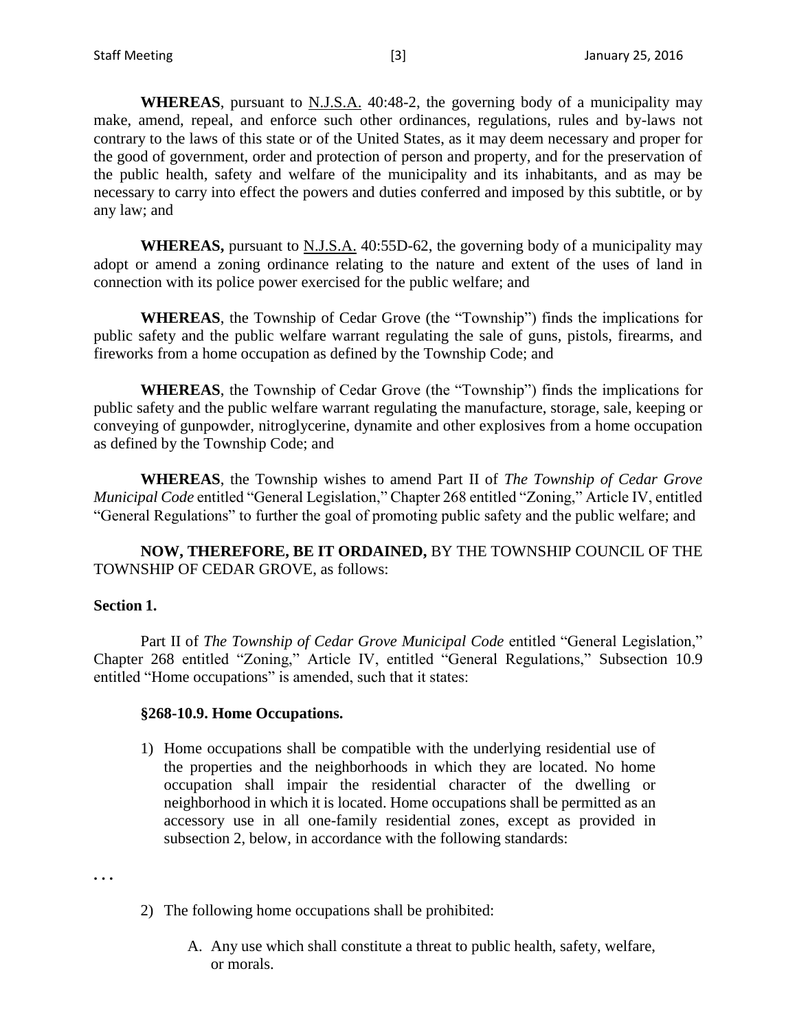**WHEREAS**, pursuant to N.J.S.A. 40:48-2, the governing body of a municipality may make, amend, repeal, and enforce such other ordinances, regulations, rules and by-laws not contrary to the laws of this state or of the United States, as it may deem necessary and proper for the good of government, order and protection of person and property, and for the preservation of the public health, safety and welfare of the municipality and its inhabitants, and as may be necessary to carry into effect the powers and duties conferred and imposed by this subtitle, or by any law; and

**WHEREAS,** pursuant to N.J.S.A. 40:55D-62, the governing body of a municipality may adopt or amend a zoning ordinance relating to the nature and extent of the uses of land in connection with its police power exercised for the public welfare; and

**WHEREAS**, the Township of Cedar Grove (the "Township") finds the implications for public safety and the public welfare warrant regulating the sale of guns, pistols, firearms, and fireworks from a home occupation as defined by the Township Code; and

**WHEREAS**, the Township of Cedar Grove (the "Township") finds the implications for public safety and the public welfare warrant regulating the manufacture, storage, sale, keeping or conveying of gunpowder, nitroglycerine, dynamite and other explosives from a home occupation as defined by the Township Code; and

**WHEREAS**, the Township wishes to amend Part II of *The Township of Cedar Grove Municipal Code* entitled "General Legislation," Chapter 268 entitled "Zoning," Article IV, entitled "General Regulations" to further the goal of promoting public safety and the public welfare; and

**NOW, THEREFORE, BE IT ORDAINED,** BY THE TOWNSHIP COUNCIL OF THE TOWNSHIP OF CEDAR GROVE, as follows:

**Section 1.**

Part II of *The Township of Cedar Grove Municipal Code* entitled "General Legislation," Chapter 268 entitled "Zoning," Article IV, entitled "General Regulations," Subsection 10.9 entitled "Home occupations" is amended, such that it states:

**§268-10.9. Home Occupations.**

1) Home occupations shall be compatible with the underlying residential use of the properties and the neighborhoods in which they are located. No home occupation shall impair the residential character of the dwelling or neighborhood in which it is located. Home occupations shall be permitted as an accessory use in all one-family residential zones, except as provided in subsection 2, below, in accordance with the following standards:

. . .

2) The following home occupations shall be prohibited:

   A. Any use which shall constitute a threat to public health, safety, welfare, or morals.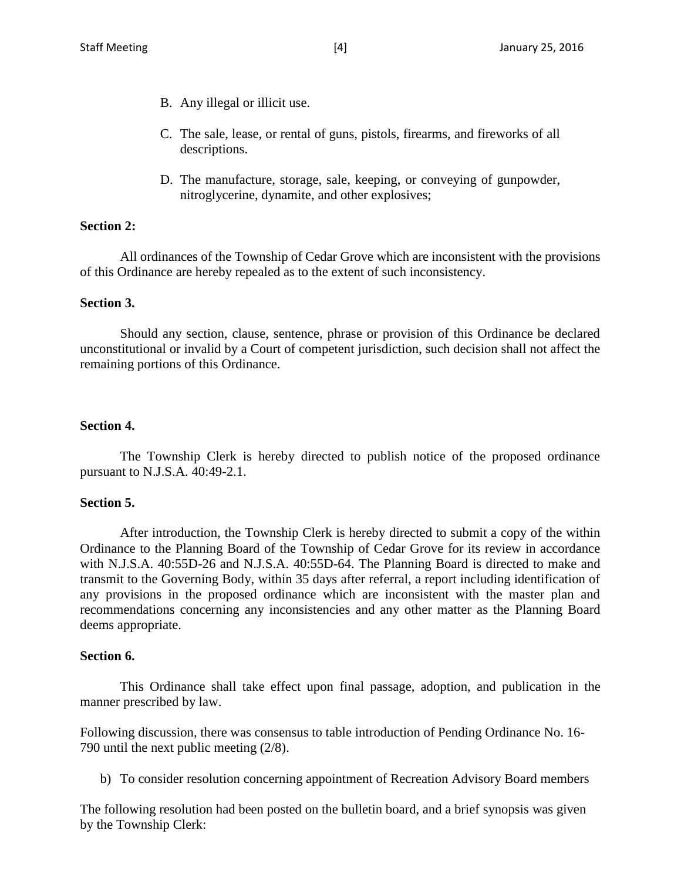B. Any illegal or illicit use.

C. The sale, lease, or rental of guns, pistols, firearms, and fireworks of all descriptions.

D. The manufacture, storage, sale, keeping, or conveying of gunpowder, nitroglycerine, dynamite, and other explosives;

**Section 2:**

All ordinances of the Township of Cedar Grove which are inconsistent with the provisions of this Ordinance are hereby repealed as to the extent of such inconsistency.

**Section 3.**

Should any section, clause, sentence, phrase or provision of this Ordinance be declared unconstitutional or invalid by a Court of competent jurisdiction, such decision shall not affect the remaining portions of this Ordinance.

**Section 4.**

The Township Clerk is hereby directed to publish notice of the proposed ordinance pursuant to N.J.S.A. 40:49-2.1.

**Section 5.**

After introduction, the Township Clerk is hereby directed to submit a copy of the within Ordinance to the Planning Board of the Township of Cedar Grove for its review in accordance with N.J.S.A. 40:55D-26 and N.J.S.A. 40:55D-64. The Planning Board is directed to make and transmit to the Governing Body, within 35 days after referral, a report including identification of any provisions in the proposed ordinance which are inconsistent with the master plan and recommendations concerning any inconsistencies and any other matter as the Planning Board deems appropriate.

**Section 6.**

This Ordinance shall take effect upon final passage, adoption, and publication in the manner prescribed by law.

Following discussion, there was consensus to table introduction of Pending Ordinance No. 16-790 until the next public meeting (2/8).

b) To consider resolution concerning appointment of Recreation Advisory Board members

The following resolution had been posted on the bulletin board, and a brief synopsis was given by the Township Clerk: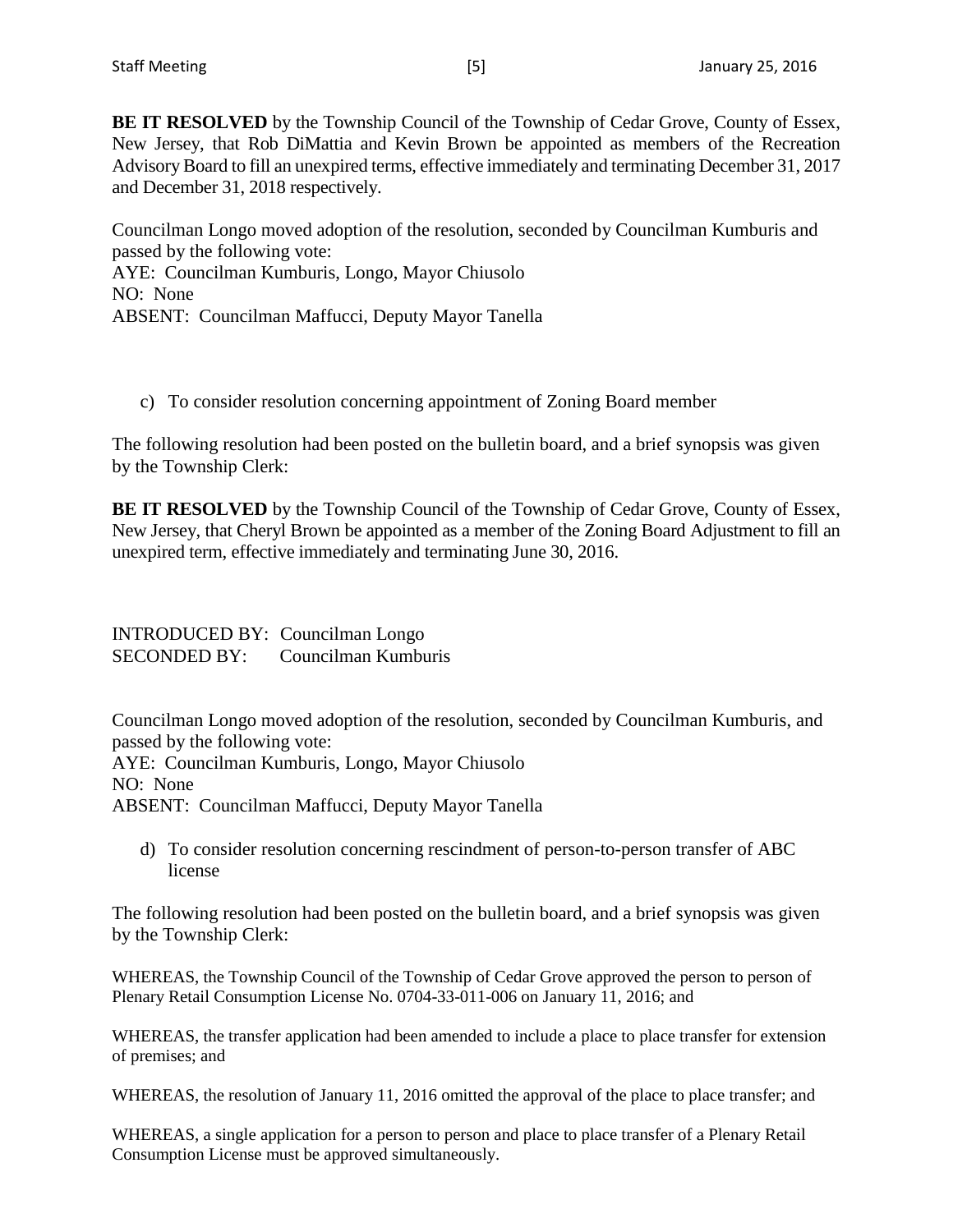**BE IT RESOLVED** by the Township Council of the Township of Cedar Grove, County of Essex, New Jersey, that Rob DiMattia and Kevin Brown be appointed as members of the Recreation Advisory Board to fill an unexpired terms, effective immediately and terminating December 31, 2017 and December 31, 2018 respectively.

Councilman Longo moved adoption of the resolution, seconded by Councilman Kumburis and passed by the following vote:
AYE: Councilman Kumburis, Longo, Mayor Chiusolo
NO: None
ABSENT: Councilman Maffucci, Deputy Mayor Tanella

c) To consider resolution concerning appointment of Zoning Board member

The following resolution had been posted on the bulletin board, and a brief synopsis was given by the Township Clerk:

**BE IT RESOLVED** by the Township Council of the Township of Cedar Grove, County of Essex, New Jersey, that Cheryl Brown be appointed as a member of the Zoning Board Adjustment to fill an unexpired term, effective immediately and terminating June 30, 2016.

INTRODUCED BY: Councilman Longo
SECONDED BY: Councilman Kumburis

Councilman Longo moved adoption of the resolution, seconded by Councilman Kumburis, and passed by the following vote:
AYE: Councilman Kumburis, Longo, Mayor Chiusolo
NO: None
ABSENT: Councilman Maffucci, Deputy Mayor Tanella

d) To consider resolution concerning rescindment of person-to-person transfer of ABC license

The following resolution had been posted on the bulletin board, and a brief synopsis was given by the Township Clerk:

WHEREAS, the Township Council of the Township of Cedar Grove approved the person to person of Plenary Retail Consumption License No. 0704-33-011-006 on January 11, 2016; and

WHEREAS, the transfer application had been amended to include a place to place transfer for extension of premises; and

WHEREAS, the resolution of January 11, 2016 omitted the approval of the place to place transfer; and

WHEREAS, a single application for a person to person and place to place transfer of a Plenary Retail Consumption License must be approved simultaneously.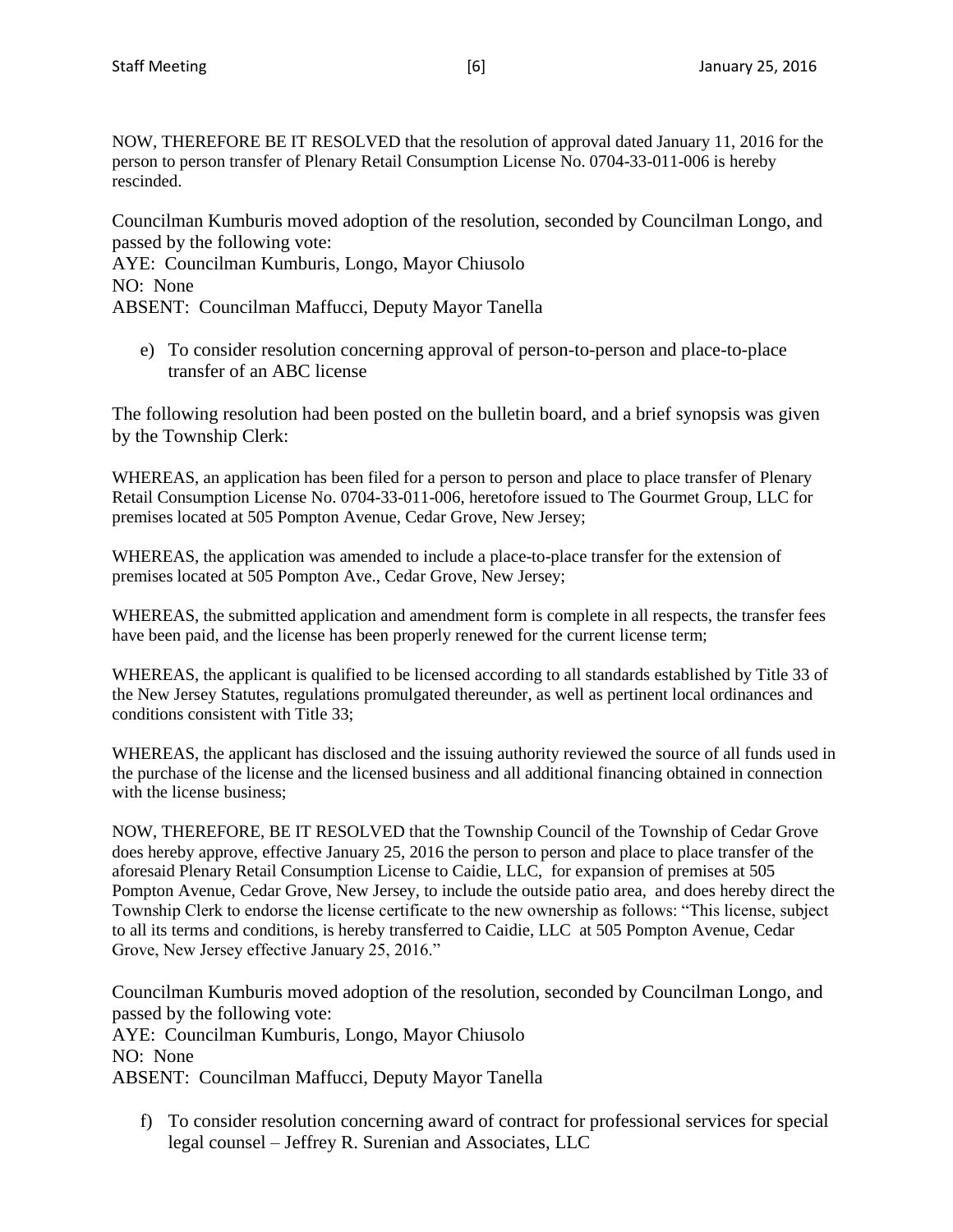NOW, THEREFORE BE IT RESOLVED that the resolution of approval dated January 11, 2016 for the person to person transfer of Plenary Retail Consumption License No. 0704-33-011-006 is hereby rescinded.

Councilman Kumburis moved adoption of the resolution, seconded by Councilman Longo, and passed by the following vote:
AYE: Councilman Kumburis, Longo, Mayor Chiusolo
NO: None
ABSENT: Councilman Maffucci, Deputy Mayor Tanella

e) To consider resolution concerning approval of person-to-person and place-to-place transfer of an ABC license

The following resolution had been posted on the bulletin board, and a brief synopsis was given by the Township Clerk:

WHEREAS, an application has been filed for a person to person and place to place transfer of Plenary Retail Consumption License No. 0704-33-011-006, heretofore issued to The Gourmet Group, LLC for premises located at 505 Pompton Avenue, Cedar Grove, New Jersey;

WHEREAS, the application was amended to include a place-to-place transfer for the extension of premises located at 505 Pompton Ave., Cedar Grove, New Jersey;

WHEREAS, the submitted application and amendment form is complete in all respects, the transfer fees have been paid, and the license has been properly renewed for the current license term;

WHEREAS, the applicant is qualified to be licensed according to all standards established by Title 33 of the New Jersey Statutes, regulations promulgated thereunder, as well as pertinent local ordinances and conditions consistent with Title 33;

WHEREAS, the applicant has disclosed and the issuing authority reviewed the source of all funds used in the purchase of the license and the licensed business and all additional financing obtained in connection with the license business;

NOW, THEREFORE, BE IT RESOLVED that the Township Council of the Township of Cedar Grove does hereby approve, effective January 25, 2016 the person to person and place to place transfer of the aforesaid Plenary Retail Consumption License to Caidie, LLC, for expansion of premises at 505 Pompton Avenue, Cedar Grove, New Jersey, to include the outside patio area, and does hereby direct the Township Clerk to endorse the license certificate to the new ownership as follows: "This license, subject to all its terms and conditions, is hereby transferred to Caidie, LLC at 505 Pompton Avenue, Cedar Grove, New Jersey effective January 25, 2016."

Councilman Kumburis moved adoption of the resolution, seconded by Councilman Longo, and passed by the following vote:
AYE: Councilman Kumburis, Longo, Mayor Chiusolo
NO: None
ABSENT: Councilman Maffucci, Deputy Mayor Tanella

f) To consider resolution concerning award of contract for professional services for special legal counsel – Jeffrey R. Surenian and Associates, LLC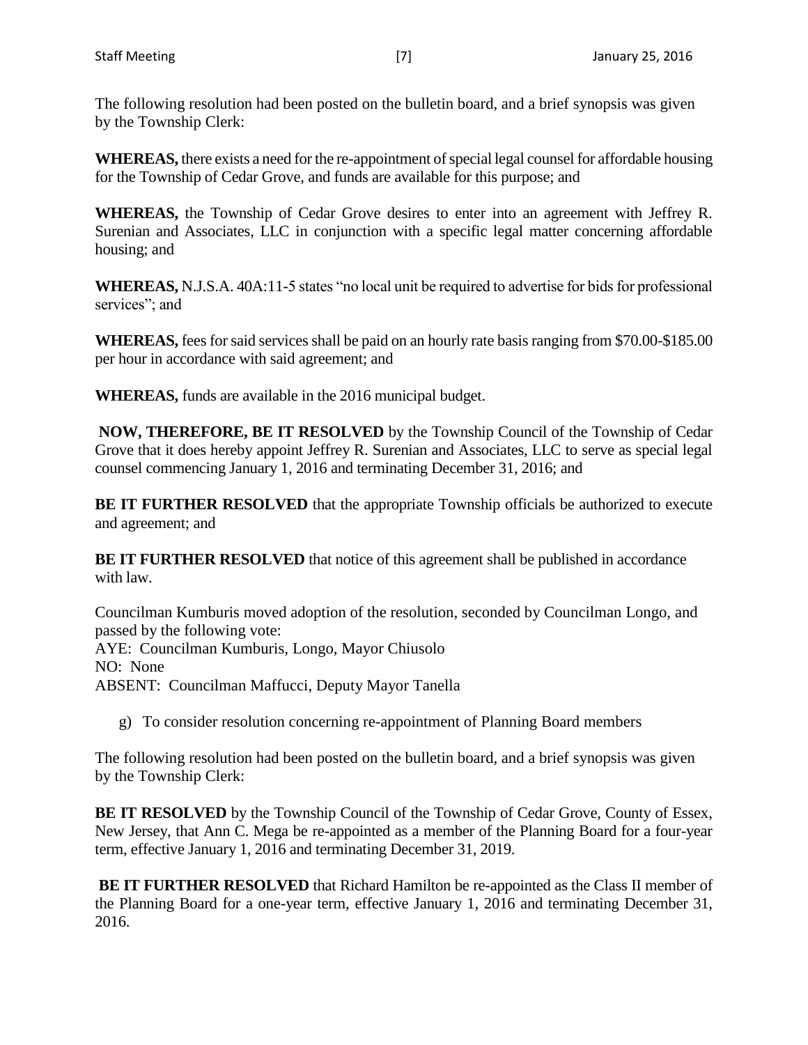The following resolution had been posted on the bulletin board, and a brief synopsis was given by the Township Clerk:

**WHEREAS,** there exists a need for the re-appointment of special legal counsel for affordable housing for the Township of Cedar Grove, and funds are available for this purpose; and

**WHEREAS,** the Township of Cedar Grove desires to enter into an agreement with Jeffrey R. Surenian and Associates, LLC in conjunction with a specific legal matter concerning affordable housing; and

**WHEREAS,** N.J.S.A. 40A:11-5 states "no local unit be required to advertise for bids for professional services"; and

**WHEREAS,** fees for said services shall be paid on an hourly rate basis ranging from $70.00-$185.00 per hour in accordance with said agreement; and

**WHEREAS,** funds are available in the 2016 municipal budget.

**NOW, THEREFORE, BE IT RESOLVED** by the Township Council of the Township of Cedar Grove that it does hereby appoint Jeffrey R. Surenian and Associates, LLC to serve as special legal counsel commencing January 1, 2016 and terminating December 31, 2016; and

**BE IT FURTHER RESOLVED** that the appropriate Township officials be authorized to execute and agreement; and

**BE IT FURTHER RESOLVED** that notice of this agreement shall be published in accordance with law.

Councilman Kumburis moved adoption of the resolution, seconded by Councilman Longo, and passed by the following vote:
AYE: Councilman Kumburis, Longo, Mayor Chiusolo
NO: None
ABSENT: Councilman Maffucci, Deputy Mayor Tanella

g) To consider resolution concerning re-appointment of Planning Board members

The following resolution had been posted on the bulletin board, and a brief synopsis was given by the Township Clerk:

**BE IT RESOLVED** by the Township Council of the Township of Cedar Grove, County of Essex, New Jersey, that Ann C. Mega be re-appointed as a member of the Planning Board for a four-year term, effective January 1, 2016 and terminating December 31, 2019.

**BE IT FURTHER RESOLVED** that Richard Hamilton be re-appointed as the Class II member of the Planning Board for a one-year term, effective January 1, 2016 and terminating December 31, 2016.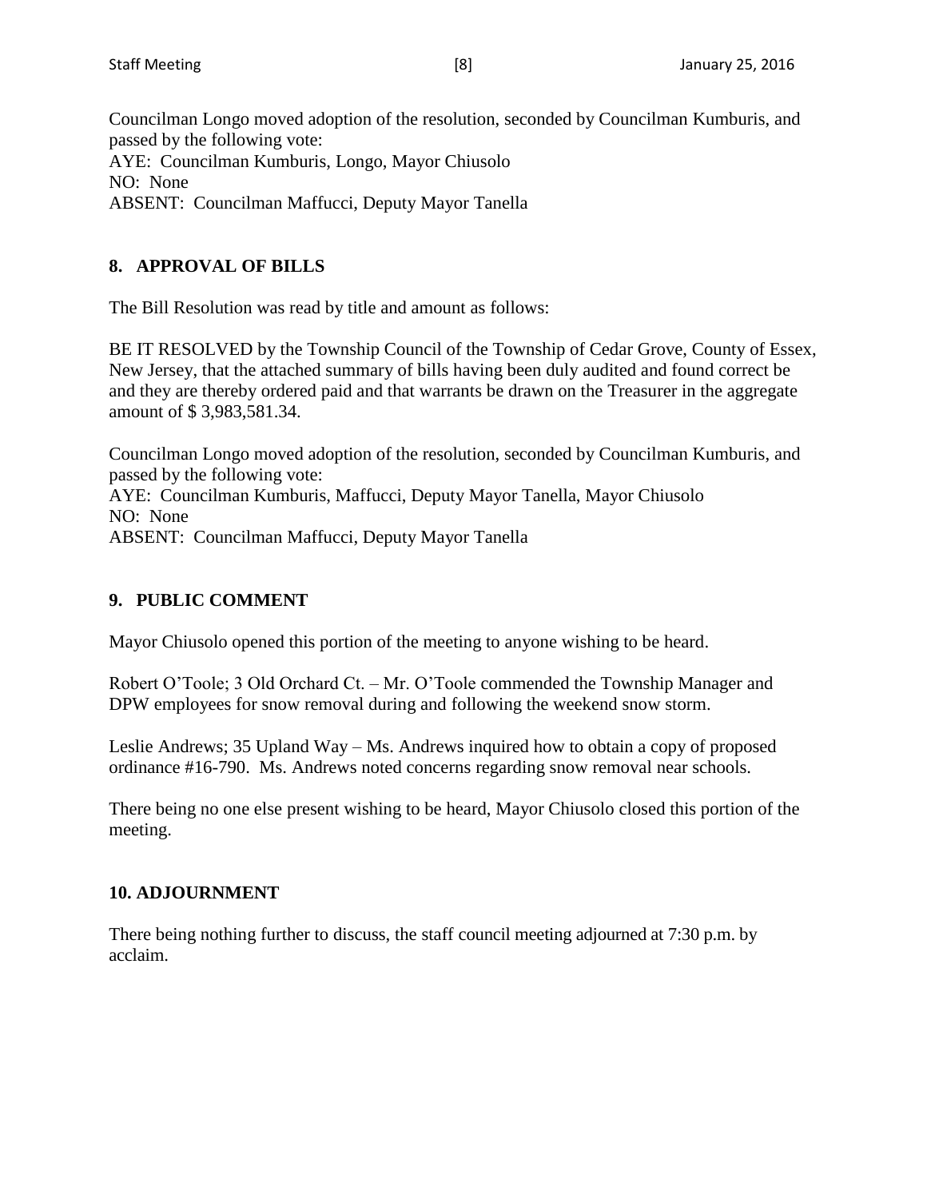Councilman Longo moved adoption of the resolution, seconded by Councilman Kumburis, and passed by the following vote:
AYE: Councilman Kumburis, Longo, Mayor Chiusolo
NO: None
ABSENT: Councilman Maffucci, Deputy Mayor Tanella

## 8. APPROVAL OF BILLS

The Bill Resolution was read by title and amount as follows:

BE IT RESOLVED by the Township Council of the Township of Cedar Grove, County of Essex, New Jersey, that the attached summary of bills having been duly audited and found correct be and they are thereby ordered paid and that warrants be drawn on the Treasurer in the aggregate amount of $ 3,983,581.34.

Councilman Longo moved adoption of the resolution, seconded by Councilman Kumburis, and passed by the following vote:
AYE: Councilman Kumburis, Maffucci, Deputy Mayor Tanella, Mayor Chiusolo
NO: None
ABSENT: Councilman Maffucci, Deputy Mayor Tanella

## 9. PUBLIC COMMENT

Mayor Chiusolo opened this portion of the meeting to anyone wishing to be heard.

Robert O'Toole; 3 Old Orchard Ct. – Mr. O'Toole commended the Township Manager and DPW employees for snow removal during and following the weekend snow storm.

Leslie Andrews; 35 Upland Way – Ms. Andrews inquired how to obtain a copy of proposed ordinance #16-790. Ms. Andrews noted concerns regarding snow removal near schools.

There being no one else present wishing to be heard, Mayor Chiusolo closed this portion of the meeting.

## 10. ADJOURNMENT

There being nothing further to discuss, the staff council meeting adjourned at 7:30 p.m. by acclaim.